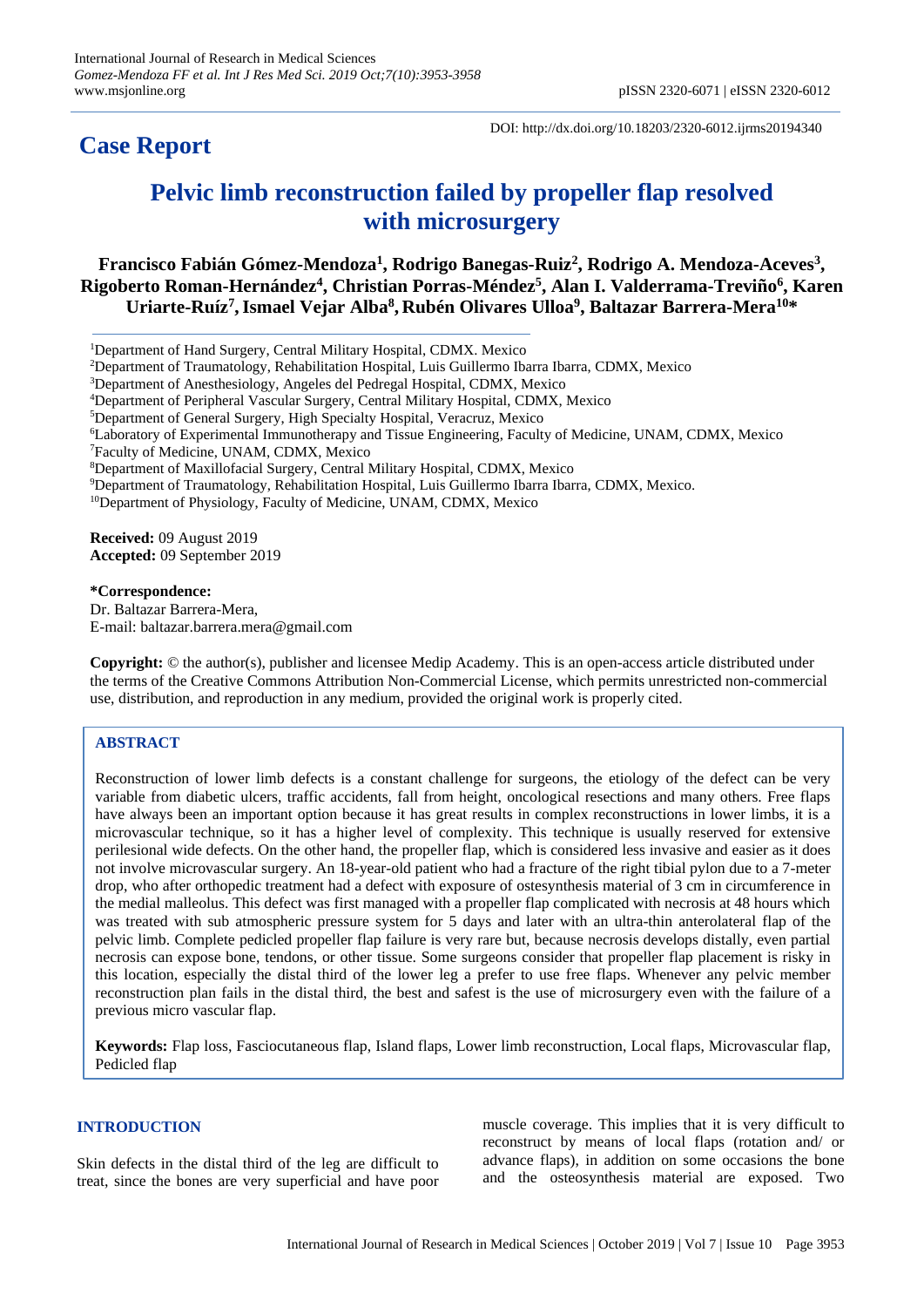# Case Report

DOI: http://dx.doi.org/10.18203/2320-6012.ijrms20194340

# Pelvic limb reconstruction failed by propeller flap resolved with microsurgery

**Francisco Fabián Gómez-Mendoza[1], Rodrigo Banegas-Ruiz[2], Rodrigo A. Mendoza-Aceves[3], Rigoberto Roman-Hernández[4], Christian Porras-Méndez[5], Alan I. Valderrama-Treviño[6], Karen Uriarte-Ruíz[7], Ismael Vejar Alba[8], Rubén Olivares Ulloa[9], Baltazar Barrera-Mera[10]***

[1]Department of Hand Surgery, Central Military Hospital, CDMX. Mexico
[2]Department of Traumatology, Rehabilitation Hospital, Luis Guillermo Ibarra Ibarra, CDMX, Mexico
[3]Department of Anesthesiology, Angeles del Pedregal Hospital, CDMX, Mexico
[4]Department of Peripheral Vascular Surgery, Central Military Hospital, CDMX, Mexico
[5]Department of General Surgery, High Specialty Hospital, Veracruz, Mexico
[6]Laboratory of Experimental Immunotherapy and Tissue Engineering, Faculty of Medicine, UNAM, CDMX, Mexico
[7]Faculty of Medicine, UNAM, CDMX, Mexico
[8]Department of Maxillofacial Surgery, Central Military Hospital, CDMX, Mexico
[9]Department of Traumatology, Rehabilitation Hospital, Luis Guillermo Ibarra Ibarra, CDMX, Mexico.
[10]Department of Physiology, Faculty of Medicine, UNAM, CDMX, Mexico

**Received:** 09 August 2019
**Accepted:** 09 September 2019

***Correspondence:**
Dr. Baltazar Barrera-Mera,
E-mail: baltazar.barrera.mera@gmail.com

**Copyright:** © the author(s), publisher and licensee Medip Academy. This is an open-access article distributed under the terms of the Creative Commons Attribution Non-Commercial License, which permits unrestricted non-commercial use, distribution, and reproduction in any medium, provided the original work is properly cited.

## ABSTRACT

Reconstruction of lower limb defects is a constant challenge for surgeons, the etiology of the defect can be very variable from diabetic ulcers, traffic accidents, fall from height, oncological resections and many others. Free flaps have always been an important option because it has great results in complex reconstructions in lower limbs, it is a microvascular technique, so it has a higher level of complexity. This technique is usually reserved for extensive perilesional wide defects. On the other hand, the propeller flap, which is considered less invasive and easier as it does not involve microvascular surgery. An 18-year-old patient who had a fracture of the right tibial pylon due to a 7-meter drop, who after orthopedic treatment had a defect with exposure of ostesynthesis material of 3 cm in circumference in the medial malleolus. This defect was first managed with a propeller flap complicated with necrosis at 48 hours which was treated with sub atmospheric pressure system for 5 days and later with an ultra-thin anterolateral flap of the pelvic limb. Complete pedicled propeller flap failure is very rare but, because necrosis develops distally, even partial necrosis can expose bone, tendons, or other tissue. Some surgeons consider that propeller flap placement is risky in this location, especially the distal third of the lower leg a prefer to use free flaps. Whenever any pelvic member reconstruction plan fails in the distal third, the best and safest is the use of microsurgery even with the failure of a previous micro vascular flap.

**Keywords:** Flap loss, Fasciocutaneous flap, Island flaps, Lower limb reconstruction, Local flaps, Microvascular flap, Pedicled flap

## INTRODUCTION

Skin defects in the distal third of the leg are difficult to treat, since the bones are very superficial and have poor muscle coverage. This implies that it is very difficult to reconstruct by means of local flaps (rotation and/ or advance flaps), in addition on some occasions the bone and the osteosynthesis material are exposed. Two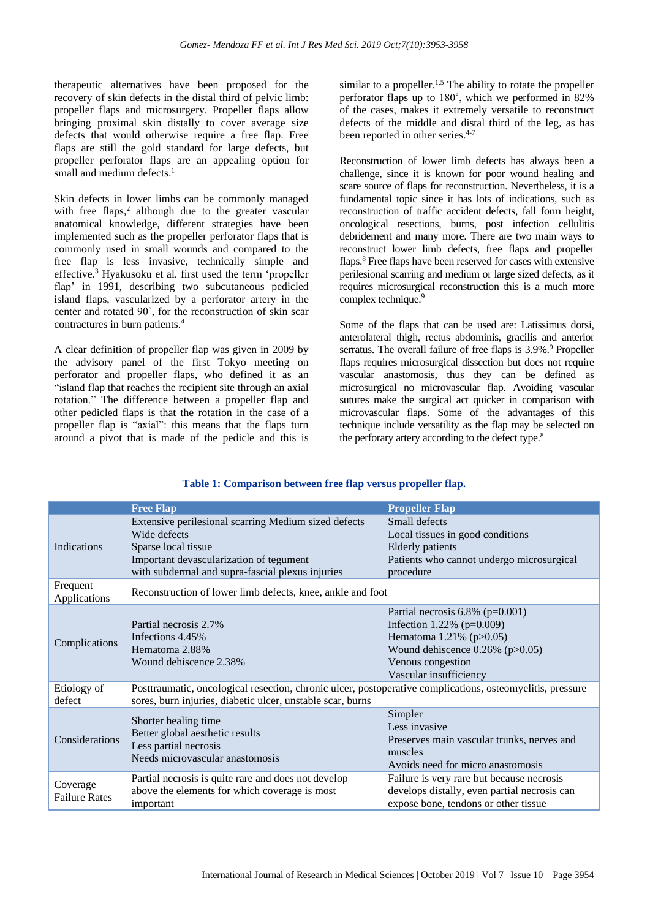therapeutic alternatives have been proposed for the recovery of skin defects in the distal third of pelvic limb: propeller flaps and microsurgery. Propeller flaps allow bringing proximal skin distally to cover average size defects that would otherwise require a free flap. Free flaps are still the gold standard for large defects, but propeller perforator flaps are an appealing option for small and medium defects.[1]

Skin defects in lower limbs can be commonly managed with free flaps,[2] although due to the greater vascular anatomical knowledge, different strategies have been implemented such as the propeller perforator flaps that is commonly used in small wounds and compared to the free flap is less invasive, technically simple and effective.[3] Hyakusoku et al. first used the term 'propeller flap' in 1991, describing two subcutaneous pedicled island flaps, vascularized by a perforator artery in the center and rotated 90˚, for the reconstruction of skin scar contractures in burn patients.[4]

A clear definition of propeller flap was given in 2009 by the advisory panel of the first Tokyo meeting on perforator and propeller flaps, who defined it as an "island flap that reaches the recipient site through an axial rotation." The difference between a propeller flap and other pedicled flaps is that the rotation in the case of a propeller flap is "axial": this means that the flaps turn around a pivot that is made of the pedicle and this is similar to a propeller.[1,5] The ability to rotate the propeller perforator flaps up to 180˚, which we performed in 82% of the cases, makes it extremely versatile to reconstruct defects of the middle and distal third of the leg, as has been reported in other series.[4-7]

Reconstruction of lower limb defects has always been a challenge, since it is known for poor wound healing and scare source of flaps for reconstruction. Nevertheless, it is a fundamental topic since it has lots of indications, such as reconstruction of traffic accident defects, fall form height, oncological resections, burns, post infection cellulitis debridement and many more. There are two main ways to reconstruct lower limb defects, free flaps and propeller flaps.[8] Free flaps have been reserved for cases with extensive perilesional scarring and medium or large sized defects, as it requires microsurgical reconstruction this is a much more complex technique.[9]

Some of the flaps that can be used are: Latissimus dorsi, anterolateral thigh, rectus abdominis, gracilis and anterior serratus. The overall failure of free flaps is 3.9%.[9] Propeller flaps requires microsurgical dissection but does not require vascular anastomosis, thus they can be defined as microsurgical no microvascular flap. Avoiding vascular sutures make the surgical act quicker in comparison with microvascular flaps. Some of the advantages of this technique include versatility as the flap may be selected on the perforary artery according to the defect type.[8]

**Table 1: Comparison between free flap versus propeller flap.**

| | Free Flap | Propeller Flap |
|---|---|---|
| Indications | Extensive perilesional scarring Medium sized defects<br>Wide defects<br>Sparse local tissue<br>Important devascularization of tegument with subdermal and supra-fascial plexus injuries | Small defects<br>Local tissues in good conditions<br>Elderly patients<br>Patients who cannot undergo microsurgical procedure |
| Frequent Applications | Reconstruction of lower limb defects, knee, ankle and foot | |
| Complications | Partial necrosis 2.7%<br>Infections 4.45%<br>Hematoma 2.88%<br>Wound dehiscence 2.38% | Partial necrosis 6.8% ($p=0.001$)<br>Infection 1.22% ($p=0.009$)<br>Hematoma 1.21% ($p>0.05$)<br>Wound dehiscence 0.26% ($p>0.05$)<br>Venous congestion<br>Vascular insufficiency |
| Etiology of defect | Posttraumatic, oncological resection, chronic ulcer, postoperative complications, osteomyelitis, pressure sores, burn injuries, diabetic ulcer, unstable scar, burns | |
| Considerations | Shorter healing time<br>Better global aesthetic results<br>Less partial necrosis<br>Needs microvascular anastomosis | Simpler<br>Less invasive<br>Preserves main vascular trunks, nerves and muscles<br>Avoids need for micro anastomosis |
| Coverage Failure Rates | Partial necrosis is quite rare and does not develop above the elements for which coverage is most important | Failure is very rare but because necrosis develops distally, even partial necrosis can expose bone, tendons or other tissue |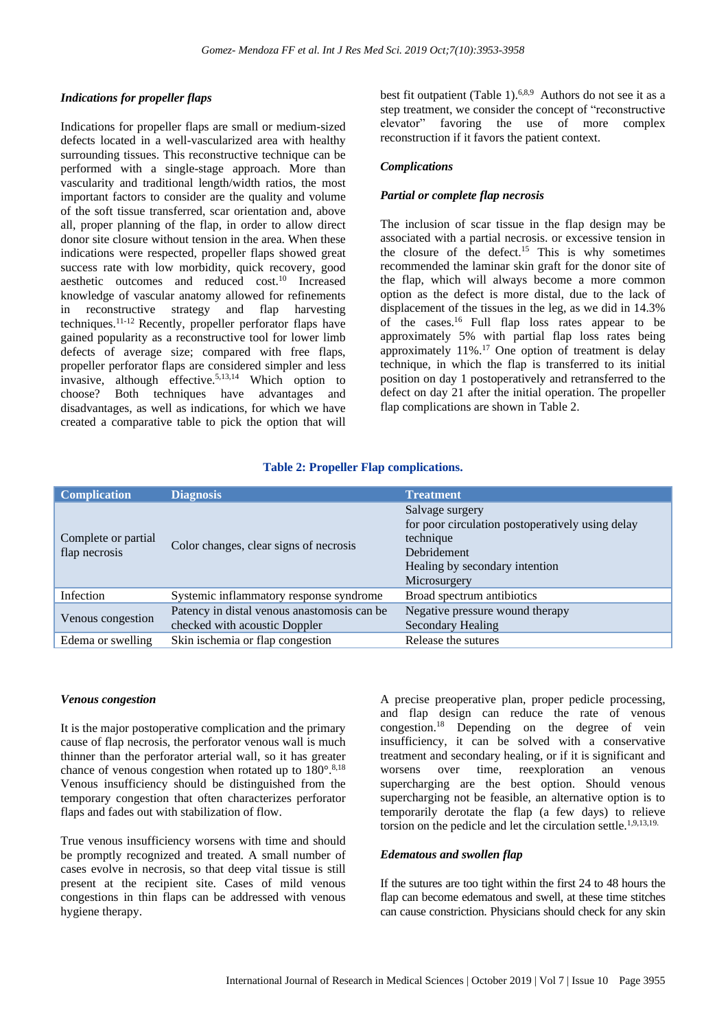### *Indications for propeller flaps*

Indications for propeller flaps are small or medium-sized defects located in a well-vascularized area with healthy surrounding tissues. This reconstructive technique can be performed with a single-stage approach. More than vascularity and traditional length/width ratios, the most important factors to consider are the quality and volume of the soft tissue transferred, scar orientation and, above all, proper planning of the flap, in order to allow direct donor site closure without tension in the area. When these indications were respected, propeller flaps showed great success rate with low morbidity, quick recovery, good aesthetic outcomes and reduced cost.[10] Increased knowledge of vascular anatomy allowed for refinements in reconstructive strategy and flap harvesting techniques.[11-12] Recently, propeller perforator flaps have gained popularity as a reconstructive tool for lower limb defects of average size; compared with free flaps, propeller perforator flaps are considered simpler and less invasive, although effective.[5,13,14] Which option to choose? Both techniques have advantages and disadvantages, as well as indications, for which we have created a comparative table to pick the option that will best fit outpatient (Table 1).[6,8,9] Authors do not see it as a step treatment, we consider the concept of "reconstructive elevator" favoring the use of more complex reconstruction if it favors the patient context.

### *Complications*

### *Partial or complete flap necrosis*

The inclusion of scar tissue in the flap design may be associated with a partial necrosis. or excessive tension in the closure of the defect.[15] This is why sometimes recommended the laminar skin graft for the donor site of the flap, which will always become a more common option as the defect is more distal, due to the lack of displacement of the tissues in the leg, as we did in 14.3% of the cases.[16] Full flap loss rates appear to be approximately 5% with partial flap loss rates being approximately 11%.[17] One option of treatment is delay technique, in which the flap is transferred to its initial position on day 1 postoperatively and retransferred to the defect on day 21 after the initial operation. The propeller flap complications are shown in Table 2.

**Table 2: Propeller Flap complications.**

| Complication | Diagnosis | Treatment |
|---|---|---|
| Complete or partial flap necrosis | Color changes, clear signs of necrosis | Salvage surgery<br>for poor circulation postoperatively using delay technique<br>Debridement<br>Healing by secondary intention<br>Microsurgery |
| Infection | Systemic inflammatory response syndrome | Broad spectrum antibiotics |
| Venous congestion | Patency in distal venous anastomosis can be checked with acoustic Doppler | Negative pressure wound therapy<br>Secondary Healing |
| Edema or swelling | Skin ischemia or flap congestion | Release the sutures |

### *Venous congestion*

It is the major postoperative complication and the primary cause of flap necrosis, the perforator venous wall is much thinner than the perforator arterial wall, so it has greater chance of venous congestion when rotated up to 180°.[8,18] Venous insufficiency should be distinguished from the temporary congestion that often characterizes perforator flaps and fades out with stabilization of flow.

True venous insufficiency worsens with time and should be promptly recognized and treated. A small number of cases evolve in necrosis, so that deep vital tissue is still present at the recipient site. Cases of mild venous congestions in thin flaps can be addressed with venous hygiene therapy.

A precise preoperative plan, proper pedicle processing, and flap design can reduce the rate of venous congestion.[18] Depending on the degree of vein insufficiency, it can be solved with a conservative treatment and secondary healing, or if it is significant and worsens over time, reexploration an venous supercharging are the best option. Should venous supercharging not be feasible, an alternative option is to temporarily derotate the flap (a few days) to relieve torsion on the pedicle and let the circulation settle.[1,9,13,19.]

### *Edematous and swollen flap*

If the sutures are too tight within the first 24 to 48 hours the flap can become edematous and swell, at these time stitches can cause constriction. Physicians should check for any skin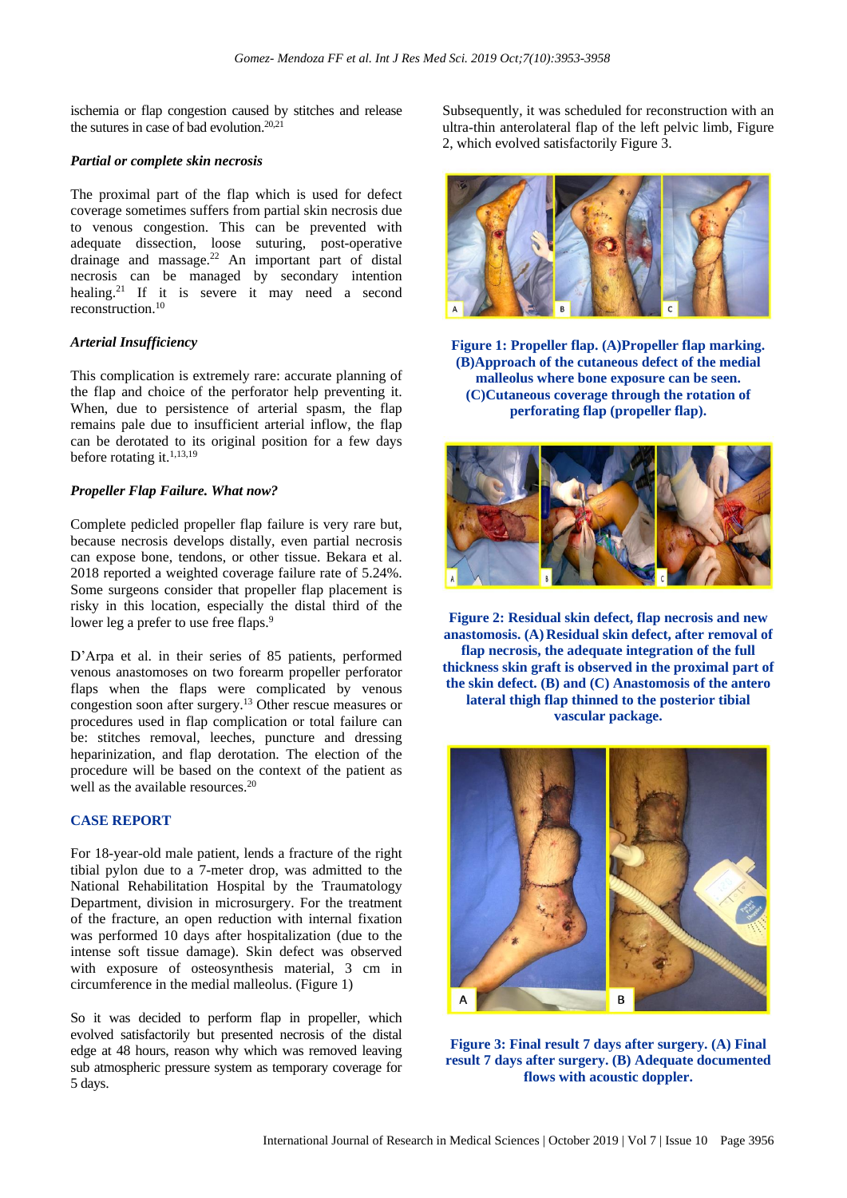ischemia or flap congestion caused by stitches and release the sutures in case of bad evolution.[20,21]

### *Partial or complete skin necrosis*

The proximal part of the flap which is used for defect coverage sometimes suffers from partial skin necrosis due to venous congestion. This can be prevented with adequate dissection, loose suturing, post-operative drainage and massage.[22] An important part of distal necrosis can be managed by secondary intention healing.[21] If it is severe it may need a second reconstruction.[10]

### *Arterial Insufficiency*

This complication is extremely rare: accurate planning of the flap and choice of the perforator help preventing it. When, due to persistence of arterial spasm, the flap remains pale due to insufficient arterial inflow, the flap can be derotated to its original position for a few days before rotating it.[1,13,19]

### *Propeller Flap Failure. What now?*

Complete pedicled propeller flap failure is very rare but, because necrosis develops distally, even partial necrosis can expose bone, tendons, or other tissue. Bekara et al. 2018 reported a weighted coverage failure rate of 5.24%. Some surgeons consider that propeller flap placement is risky in this location, especially the distal third of the lower leg a prefer to use free flaps.[9]

D'Arpa et al. in their series of 85 patients, performed venous anastomoses on two forearm propeller perforator flaps when the flaps were complicated by venous congestion soon after surgery.[13] Other rescue measures or procedures used in flap complication or total failure can be: stitches removal, leeches, puncture and dressing heparinization, and flap derotation. The election of the procedure will be based on the context of the patient as well as the available resources.[20]

## CASE REPORT

For 18-year-old male patient, lends a fracture of the right tibial pylon due to a 7-meter drop, was admitted to the National Rehabilitation Hospital by the Traumatology Department, division in microsurgery. For the treatment of the fracture, an open reduction with internal fixation was performed 10 days after hospitalization (due to the intense soft tissue damage). Skin defect was observed with exposure of osteosynthesis material, 3 cm in circumference in the medial malleolus. (Figure 1)

So it was decided to perform flap in propeller, which evolved satisfactorily but presented necrosis of the distal edge at 48 hours, reason why which was removed leaving sub atmospheric pressure system as temporary coverage for 5 days.

Subsequently, it was scheduled for reconstruction with an ultra-thin anterolateral flap of the left pelvic limb, Figure 2, which evolved satisfactorily Figure 3.

**Figure 1: Propeller flap. (A)Propeller flap marking. (B)Approach of the cutaneous defect of the medial malleolus where bone exposure can be seen. (C)Cutaneous coverage through the rotation of perforating flap (propeller flap).**

**Figure 2: Residual skin defect, flap necrosis and new anastomosis. (A) Residual skin defect, after removal of flap necrosis, the adequate integration of the full thickness skin graft is observed in the proximal part of the skin defect. (B) and (C) Anastomosis of the antero lateral thigh flap thinned to the posterior tibial vascular package.**

**Figure 3: Final result 7 days after surgery. (A) Final result 7 days after surgery. (B) Adequate documented flows with acoustic doppler.**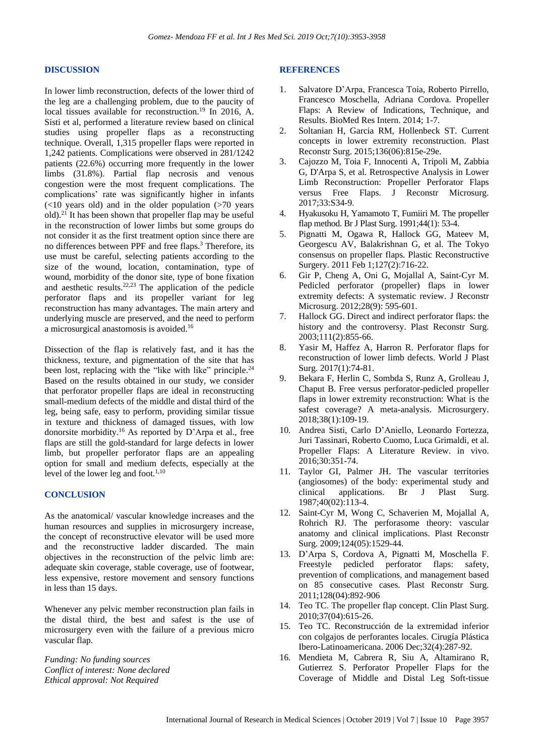## DISCUSSION

In lower limb reconstruction, defects of the lower third of the leg are a challenging problem, due to the paucity of local tissues available for reconstruction.[19] In 2016, A. Sisti et al, performed a literature review based on clinical studies using propeller flaps as a reconstructing technique. Overall, 1,315 propeller flaps were reported in 1,242 patients. Complications were observed in 281/1242 patients (22.6%) occurring more frequently in the lower limbs (31.8%). Partial flap necrosis and venous congestion were the most frequent complications. The complications' rate was significantly higher in infants (<10 years old) and in the older population (>70 years old).[21] It has been shown that propeller flap may be useful in the reconstruction of lower limbs but some groups do not consider it as the first treatment option since there are no differences between PPF and free flaps.[3] Therefore, its use must be careful, selecting patients according to the size of the wound, location, contamination, type of wound, morbidity of the donor site, type of bone fixation and aesthetic results.[22,23] The application of the pedicle perforator flaps and its propeller variant for leg reconstruction has many advantages. The main artery and underlying muscle are preserved, and the need to perform a microsurgical anastomosis is avoided.[16]

Dissection of the flap is relatively fast, and it has the thickness, texture, and pigmentation of the site that has been lost, replacing with the "like with like" principle.[24] Based on the results obtained in our study, we consider that perforator propeller flaps are ideal in reconstructing small-medium defects of the middle and distal third of the leg, being safe, easy to perform, providing similar tissue in texture and thickness of damaged tissues, with low donorsite morbidity.[16] As reported by D'Arpa et al., free flaps are still the gold-standard for large defects in lower limb, but propeller perforator flaps are an appealing option for small and medium defects, especially at the level of the lower leg and foot.[1,10]

## CONCLUSION

As the anatomical/ vascular knowledge increases and the human resources and supplies in microsurgery increase, the concept of reconstructive elevator will be used more and the reconstructive ladder discarded. The main objectives in the reconstruction of the pelvic limb are: adequate skin coverage, stable coverage, use of footwear, less expensive, restore movement and sensory functions in less than 15 days.

Whenever any pelvic member reconstruction plan fails in the distal third, the best and safest is the use of microsurgery even with the failure of a previous micro vascular flap.

*Funding: No funding sources*
*Conflict of interest: None declared*
*Ethical approval: Not Required*

## REFERENCES

1. Salvatore D'Arpa, Francesca Toia, Roberto Pirrello, Francesco Moschella, Adriana Cordova. Propeller Flaps: A Review of Indications, Technique, and Results. BioMed Res Intern. 2014; 1-7.
2. Soltanian H, Garcia RM, Hollenbeck ST. Current concepts in lower extremity reconstruction. Plast Reconstr Surg. 2015;136(06):815e-29e.
3. Cajozzo M, Toia F, Innocenti A, Tripoli M, Zabbia G, D'Arpa S, et al. Retrospective Analysis in Lower Limb Reconstruction: Propeller Perforator Flaps versus Free Flaps. J Reconstr Microsurg. 2017;33:S34-9.
4. Hyakusoku H, Yamamoto T, Fumiiri M. The propeller flap method. Br J Plast Surg. 1991;44(1): 53-4.
5. Pignatti M, Ogawa R, Hallock GG, Mateev M, Georgescu AV, Balakrishnan G, et al. The Tokyo consensus on propeller flaps. Plastic Reconstructive Surgery. 2011 Feb 1;127(2):716-22.
6. Gir P, Cheng A, Oni G, Mojallal A, Saint-Cyr M. Pedicled perforator (propeller) flaps in lower extremity defects: A systematic review. J Reconstr Microsurg. 2012;28(9): 595-601.
7. Hallock GG. Direct and indirect perforator flaps: the history and the controversy. Plast Reconstr Surg. 2003;111(2):855-66.
8. Yasir M, Haffez A, Harron R. Perforator flaps for reconstruction of lower limb defects. World J Plast Surg. 2017(1):74-81.
9. Bekara F, Herlin C, Sombda S, Runz A, Grolleau J, Chaput B. Free versus perforator-pedicled propeller flaps in lower extremity reconstruction: What is the safest coverage? A meta-analysis. Microsurgery. 2018;38(1):109-19.
10. Andrea Sisti, Carlo D'Aniello, Leonardo Fortezza, Juri Tassinari, Roberto Cuomo, Luca Grimaldi, et al. Propeller Flaps: A Literature Review. in vivo. 2016;30:351-74.
11. Taylor GI, Palmer JH. The vascular territories (angiosomes) of the body: experimental study and clinical applications. Br J Plast Surg. 1987;40(02):113-4.
12. Saint-Cyr M, Wong C, Schaverien M, Mojallal A, Rohrich RJ. The perforasome theory: vascular anatomy and clinical implications. Plast Reconstr Surg. 2009;124(05):1529-44.
13. D'Arpa S, Cordova A, Pignatti M, Moschella F. Freestyle pedicled perforator flaps: safety, prevention of complications, and management based on 85 consecutive cases. Plast Reconstr Surg. 2011;128(04):892-906
14. Teo TC. The propeller flap concept. Clin Plast Surg. 2010;37(04):615-26.
15. Teo TC. Reconstrucción de la extremidad inferior con colgajos de perforantes locales. Cirugía Plástica Ibero-Latinoamericana. 2006 Dec;32(4):287-92.
16. Mendieta M, Cabrera R, Siu A, Altamirano R, Gutierrez S. Perforator Propeller Flaps for the Coverage of Middle and Distal Leg Soft-tissue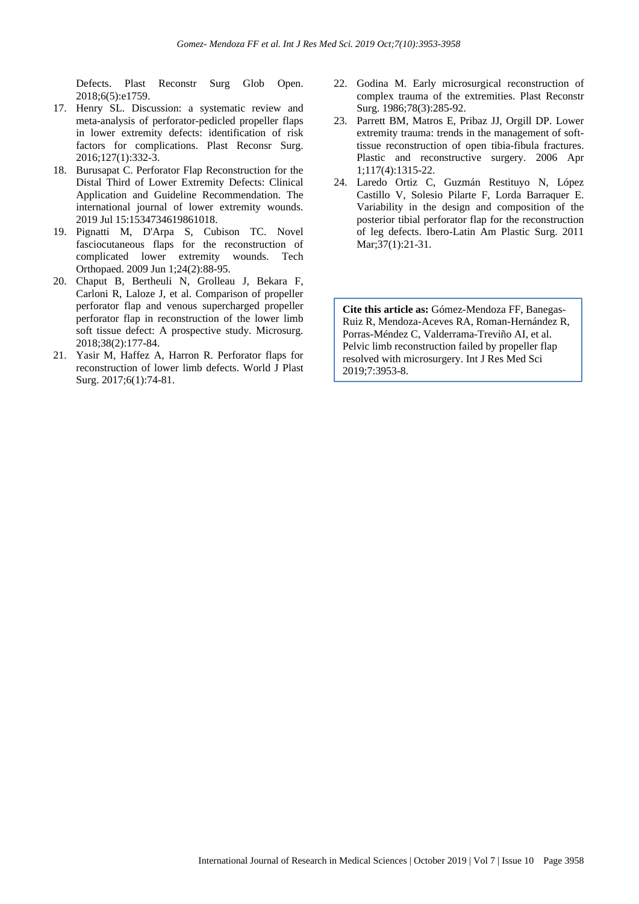Defects. Plast Reconstr Surg Glob Open. 2018;6(5):e1759.

17. Henry SL. Discussion: a systematic review and meta-analysis of perforator-pedicled propeller flaps in lower extremity defects: identification of risk factors for complications. Plast Reconsr Surg. 2016;127(1):332-3.
18. Burusapat C. Perforator Flap Reconstruction for the Distal Third of Lower Extremity Defects: Clinical Application and Guideline Recommendation. The international journal of lower extremity wounds. 2019 Jul 15:1534734619861018.
19. Pignatti M, D'Arpa S, Cubison TC. Novel fasciocutaneous flaps for the reconstruction of complicated lower extremity wounds. Tech Orthopaed. 2009 Jun 1;24(2):88-95.
20. Chaput B, Bertheuli N, Grolleau J, Bekara F, Carloni R, Laloze J, et al. Comparison of propeller perforator flap and venous supercharged propeller perforator flap in reconstruction of the lower limb soft tissue defect: A prospective study. Microsurg. 2018;38(2):177-84.
21. Yasir M, Haffez A, Harron R. Perforator flaps for reconstruction of lower limb defects. World J Plast Surg. 2017;6(1):74-81.
22. Godina M. Early microsurgical reconstruction of complex trauma of the extremities. Plast Reconstr Surg. 1986;78(3):285-92.
23. Parrett BM, Matros E, Pribaz JJ, Orgill DP. Lower extremity trauma: trends in the management of soft-tissue reconstruction of open tibia-fibula fractures. Plastic and reconstructive surgery. 2006 Apr 1;117(4):1315-22.
24. Laredo Ortiz C, Guzmán Restituyo N, López Castillo V, Solesio Pilarte F, Lorda Barraquer E. Variability in the design and composition of the posterior tibial perforator flap for the reconstruction of leg defects. Ibero-Latin Am Plastic Surg. 2011 Mar;37(1):21-31.

**Cite this article as:** Gómez-Mendoza FF, Banegas-Ruiz R, Mendoza-Aceves RA, Roman-Hernández R, Porras-Méndez C, Valderrama-Treviño AI, et al. Pelvic limb reconstruction failed by propeller flap resolved with microsurgery. Int J Res Med Sci 2019;7:3953-8.